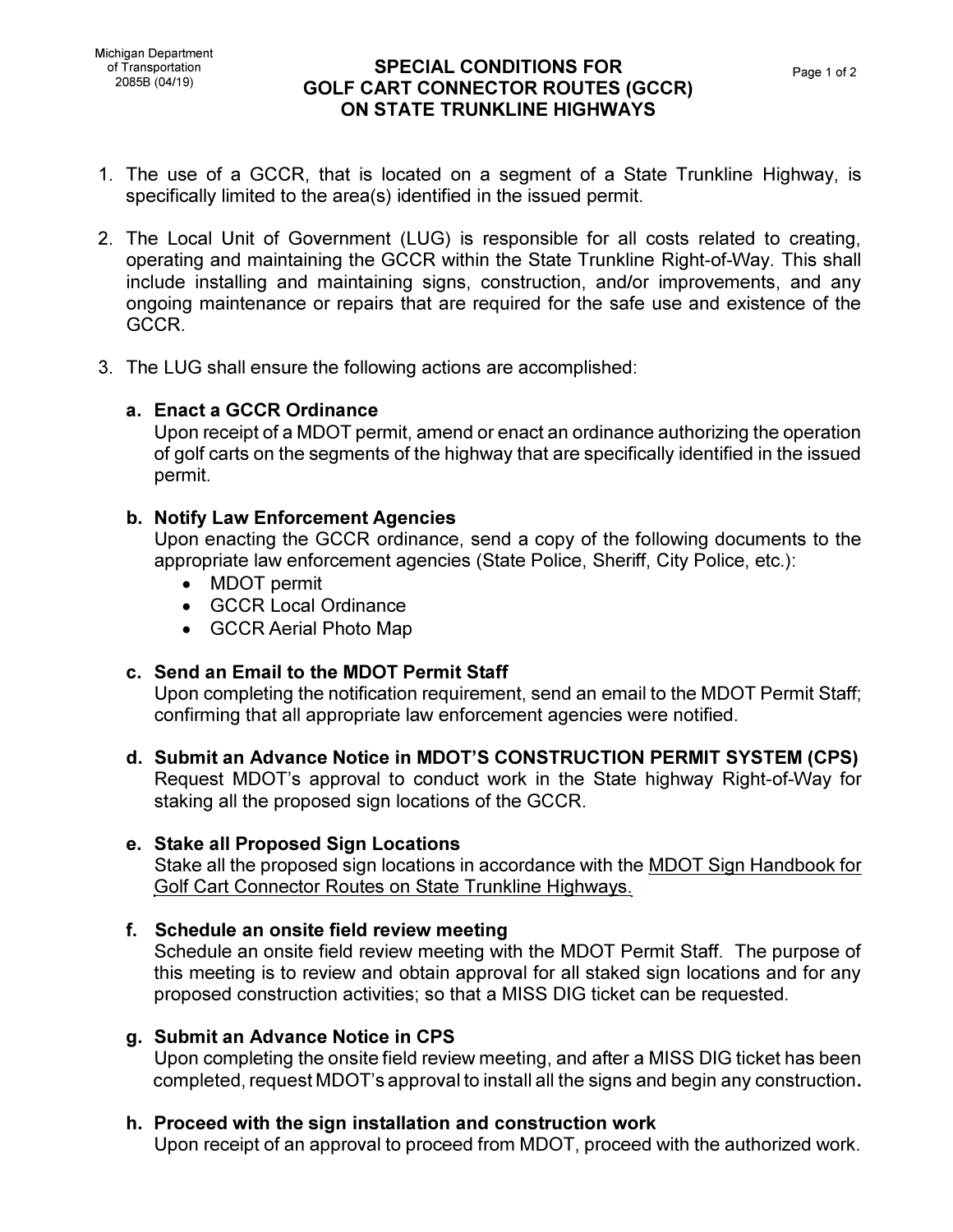Michigan Department of Transportation
2085B (04/19)

# SPECIAL CONDITIONS FOR GOLF CART CONNECTOR ROUTES (GCCR) ON STATE TRUNKLINE HIGHWAYS

1. The use of a GCCR, that is located on a segment of a State Trunkline Highway, is specifically limited to the area(s) identified in the issued permit.

2. The Local Unit of Government (LUG) is responsible for all costs related to creating, operating and maintaining the GCCR within the State Trunkline Right-of-Way. This shall include installing and maintaining signs, construction, and/or improvements, and any ongoing maintenance or repairs that are required for the safe use and existence of the GCCR.

3. The LUG shall ensure the following actions are accomplished:

   **a. Enact a GCCR Ordinance**
   Upon receipt of a MDOT permit, amend or enact an ordinance authorizing the operation of golf carts on the segments of the highway that are specifically identified in the issued permit.

   **b. Notify Law Enforcement Agencies**
   Upon enacting the GCCR ordinance, send a copy of the following documents to the appropriate law enforcement agencies (State Police, Sheriff, City Police, etc.):
   - MDOT permit
   - GCCR Local Ordinance
   - GCCR Aerial Photo Map

   **c. Send an Email to the MDOT Permit Staff**
   Upon completing the notification requirement, send an email to the MDOT Permit Staff; confirming that all appropriate law enforcement agencies were notified.

   **d. Submit an Advance Notice in MDOT'S CONSTRUCTION PERMIT SYSTEM (CPS)**
   Request MDOT's approval to conduct work in the State highway Right-of-Way for staking all the proposed sign locations of the GCCR.

   **e. Stake all Proposed Sign Locations**
   Stake all the proposed sign locations in accordance with the MDOT Sign Handbook for Golf Cart Connector Routes on State Trunkline Highways.

   **f. Schedule an onsite field review meeting**
   Schedule an onsite field review meeting with the MDOT Permit Staff. The purpose of this meeting is to review and obtain approval for all staked sign locations and for any proposed construction activities; so that a MISS DIG ticket can be requested.

   **g. Submit an Advance Notice in CPS**
   Upon completing the onsite field review meeting, and after a MISS DIG ticket has been completed, request MDOT's approval to install all the signs and begin any construction.

   **h. Proceed with the sign installation and construction work**
   Upon receipt of an approval to proceed from MDOT, proceed with the authorized work.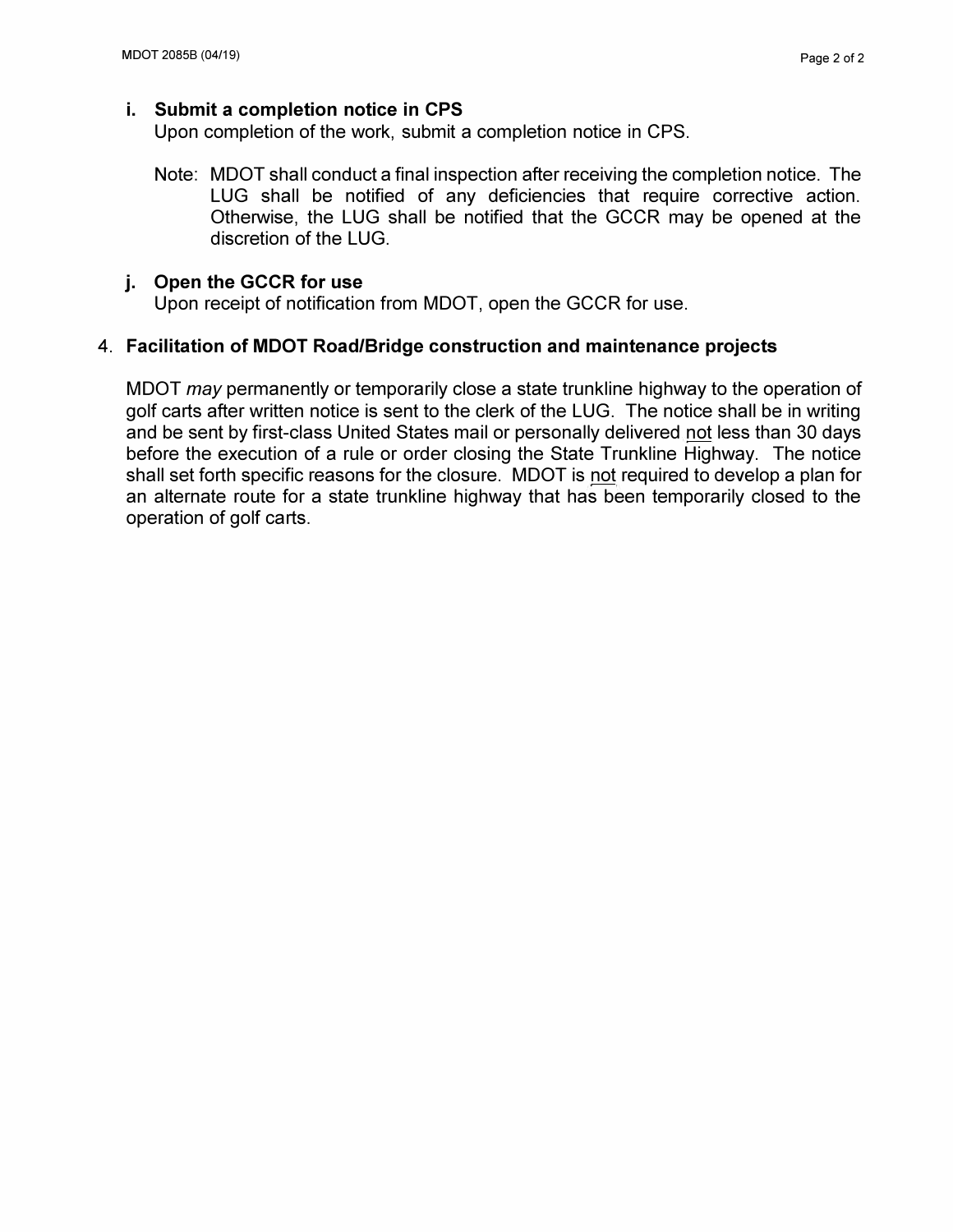**i. Submit a completion notice in CPS**

Upon completion of the work, submit a completion notice in CPS.

Note: MDOT shall conduct a final inspection after receiving the completion notice. The LUG shall be notified of any deficiencies that require corrective action. Otherwise, the LUG shall be notified that the GCCR may be opened at the discretion of the LUG.

**j. Open the GCCR for use**

Upon receipt of notification from MDOT, open the GCCR for use.

4. **Facilitation of MDOT Road/Bridge construction and maintenance projects**

MDOT *may* permanently or temporarily close a state trunkline highway to the operation of golf carts after written notice is sent to the clerk of the LUG. The notice shall be in writing and be sent by first-class United States mail or personally delivered not less than 30 days before the execution of a rule or order closing the State Trunkline Highway. The notice shall set forth specific reasons for the closure. MDOT is not required to develop a plan for an alternate route for a state trunkline highway that has been temporarily closed to the operation of golf carts.